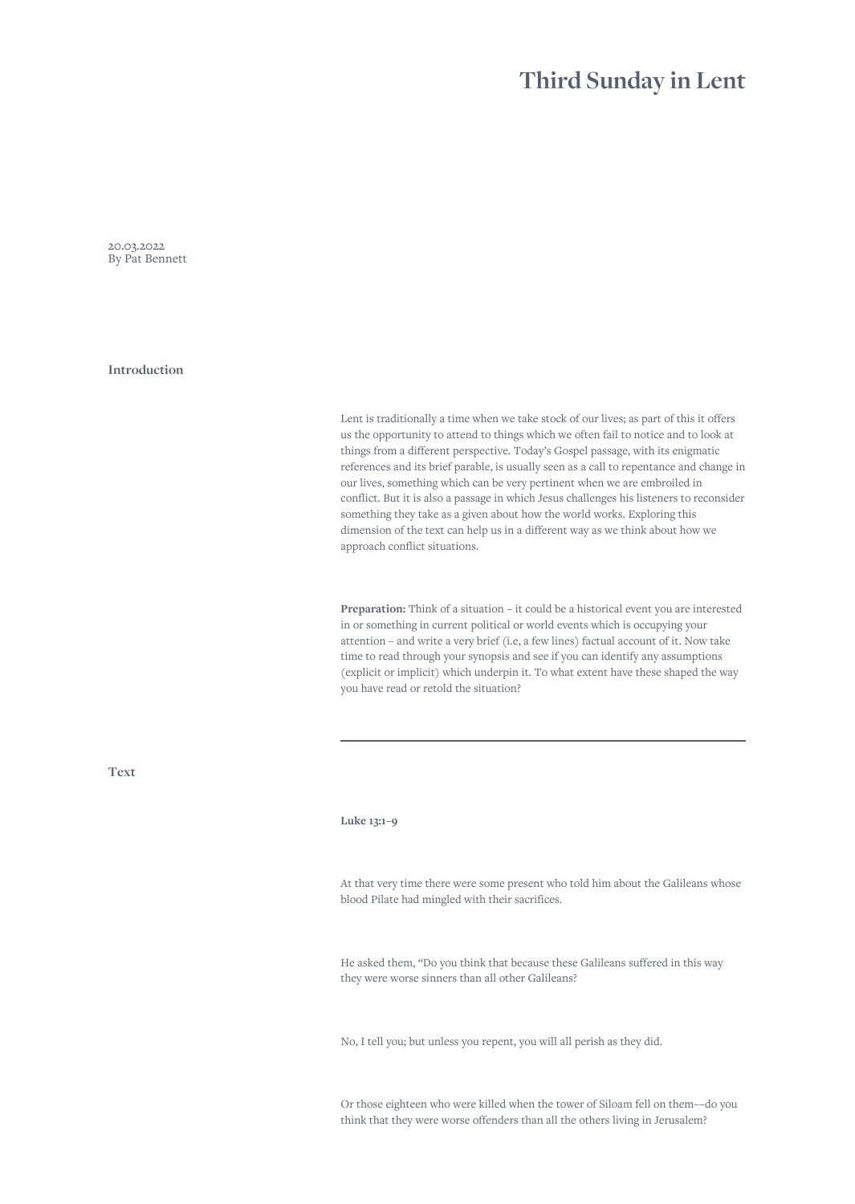# Third Sunday in Lent

20.03.2022
By Pat Bennett

## Introduction

Lent is traditionally a time when we take stock of our lives; as part of this it offers us the opportunity to attend to things which we often fail to notice and to look at things from a different perspective. Today's Gospel passage, with its enigmatic references and its brief parable, is usually seen as a call to repentance and change in our lives, something which can be very pertinent when we are embroiled in conflict. But it is also a passage in which Jesus challenges his listeners to reconsider something they take as a given about how the world works. Exploring this dimension of the text can help us in a different way as we think about how we approach conflict situations.

**Preparation:** Think of a situation – it could be a historical event you are interested in or something in current political or world events which is occupying your attention – and write a very brief (i.e, a few lines) factual account of it. Now take time to read through your synopsis and see if you can identify any assumptions (explicit or implicit) which underpin it. To what extent have these shaped the way you have read or retold the situation?

---

## Text

**Luke 13:1–9**

At that very time there were some present who told him about the Galileans whose blood Pilate had mingled with their sacrifices.

He asked them, "Do you think that because these Galileans suffered in this way they were worse sinners than all other Galileans?

No, I tell you; but unless you repent, you will all perish as they did.

Or those eighteen who were killed when the tower of Siloam fell on them––do you think that they were worse offenders than all the others living in Jerusalem?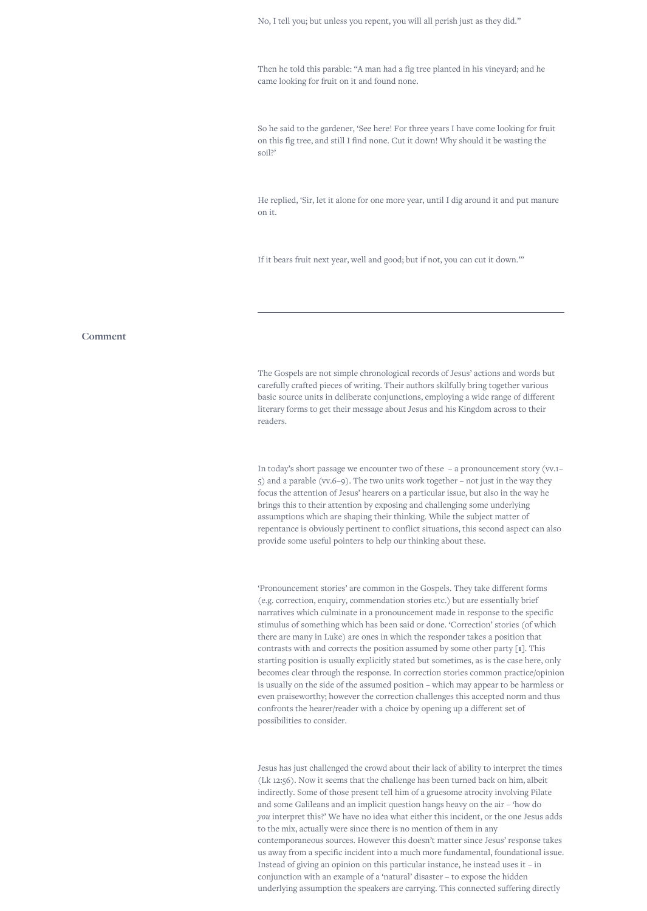No, I tell you; but unless you repent, you will all perish just as they did."

Then he told this parable: "A man had a fig tree planted in his vineyard; and he came looking for fruit on it and found none.

So he said to the gardener, 'See here! For three years I have come looking for fruit on this fig tree, and still I find none. Cut it down! Why should it be wasting the soil?'

He replied, 'Sir, let it alone for one more year, until I dig around it and put manure on it.

If it bears fruit next year, well and good; but if not, you can cut it down.'"

---

## Comment

The Gospels are not simple chronological records of Jesus' actions and words but carefully crafted pieces of writing. Their authors skilfully bring together various basic source units in deliberate conjunctions, employing a wide range of different literary forms to get their message about Jesus and his Kingdom across to their readers.

In today's short passage we encounter two of these – a pronouncement story (vv.1–5) and a parable (vv.6–9). The two units work together – not just in the way they focus the attention of Jesus' hearers on a particular issue, but also in the way he brings this to their attention by exposing and challenging some underlying assumptions which are shaping their thinking. While the subject matter of repentance is obviously pertinent to conflict situations, this second aspect can also provide some useful pointers to help our thinking about these.

'Pronouncement stories' are common in the Gospels. They take different forms (e.g. correction, enquiry, commendation stories etc.) but are essentially brief narratives which culminate in a pronouncement made in response to the specific stimulus of something which has been said or done. 'Correction' stories (of which there are many in Luke) are ones in which the responder takes a position that contrasts with and corrects the position assumed by some other party [**1**]. This starting position is usually explicitly stated but sometimes, as is the case here, only becomes clear through the response. In correction stories common practice/opinion is usually on the side of the assumed position – which may appear to be harmless or even praiseworthy; however the correction challenges this accepted norm and thus confronts the hearer/reader with a choice by opening up a different set of possibilities to consider.

Jesus has just challenged the crowd about their lack of ability to interpret the times (Lk 12:56). Now it seems that the challenge has been turned back on him, albeit indirectly. Some of those present tell him of a gruesome atrocity involving Pilate and some Galileans and an implicit question hangs heavy on the air – 'how do *you* interpret this?' We have no idea what either this incident, or the one Jesus adds to the mix, actually were since there is no mention of them in any contemporaneous sources. However this doesn't matter since Jesus' response takes us away from a specific incident into a much more fundamental, foundational issue. Instead of giving an opinion on this particular instance, he instead uses it – in conjunction with an example of a 'natural' disaster – to expose the hidden underlying assumption the speakers are carrying. This connected suffering directly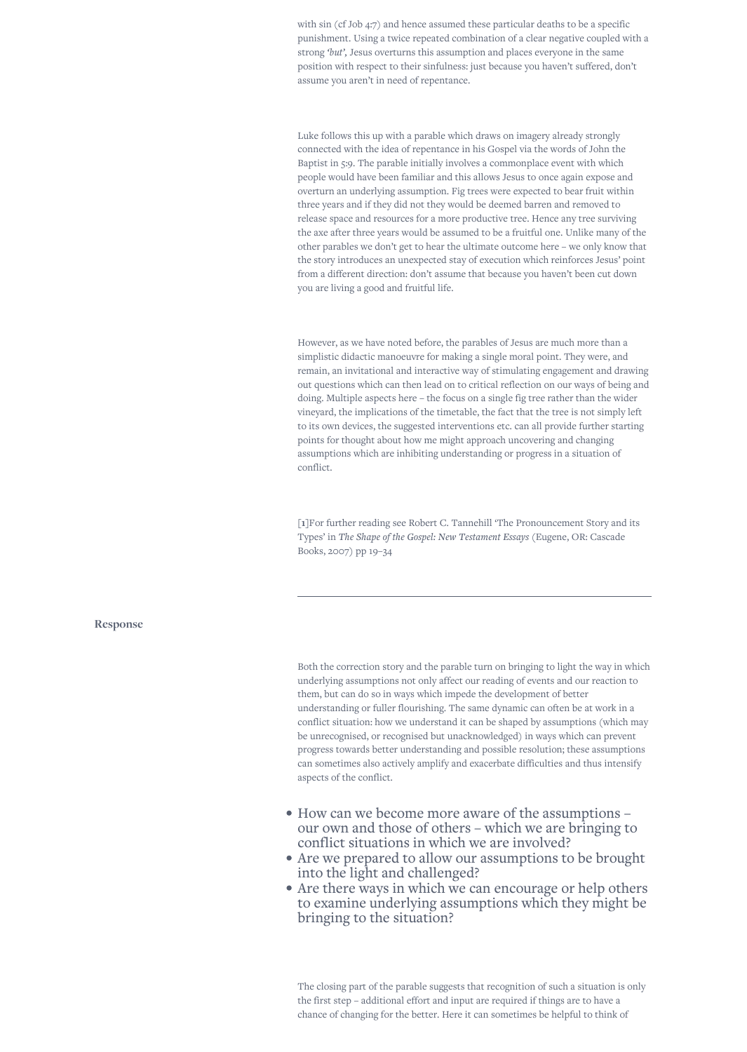with sin (cf Job 4:7) and hence assumed these particular deaths to be a specific punishment. Using a twice repeated combination of a clear negative coupled with a strong *'but'*, Jesus overturns this assumption and places everyone in the same position with respect to their sinfulness: just because you haven't suffered, don't assume you aren't in need of repentance.

Luke follows this up with a parable which draws on imagery already strongly connected with the idea of repentance in his Gospel via the words of John the Baptist in 3:9. The parable initially involves a commonplace event with which people would have been familiar and this allows Jesus to once again expose and overturn an underlying assumption. Fig trees were expected to bear fruit within three years and if they did not they would be deemed barren and removed to release space and resources for a more productive tree. Hence any tree surviving the axe after three years would be assumed to be a fruitful one. Unlike many of the other parables we don't get to hear the ultimate outcome here – we only know that the story introduces an unexpected stay of execution which reinforces Jesus' point from a different direction: don't assume that because you haven't been cut down you are living a good and fruitful life.

However, as we have noted before, the parables of Jesus are much more than a simplistic didactic manoeuvre for making a single moral point. They were, and remain, an invitational and interactive way of stimulating engagement and drawing out questions which can then lead on to critical reflection on our ways of being and doing. Multiple aspects here – the focus on a single fig tree rather than the wider vineyard, the implications of the timetable, the fact that the tree is not simply left to its own devices, the suggested interventions etc. can all provide further starting points for thought about how me might approach uncovering and changing assumptions which are inhibiting understanding or progress in a situation of conflict.

[1]For further reading see Robert C. Tannehill 'The Pronouncement Story and its Types' in *The Shape of the Gospel: New Testament Essays* (Eugene, OR: Cascade Books, 2007) pp 19–34

---

## Response

Both the correction story and the parable turn on bringing to light the way in which underlying assumptions not only affect our reading of events and our reaction to them, but can do so in ways which impede the development of better understanding or fuller flourishing. The same dynamic can often be at work in a conflict situation: how we understand it can be shaped by assumptions (which may be unrecognised, or recognised but unacknowledged) in ways which can prevent progress towards better understanding and possible resolution; these assumptions can sometimes also actively amplify and exacerbate difficulties and thus intensify aspects of the conflict.

- How can we become more aware of the assumptions – our own and those of others – which we are bringing to conflict situations in which we are involved?
- Are we prepared to allow our assumptions to be brought into the light and challenged?
- Are there ways in which we can encourage or help others to examine underlying assumptions which they might be bringing to the situation?

The closing part of the parable suggests that recognition of such a situation is only the first step – additional effort and input are required if things are to have a chance of changing for the better. Here it can sometimes be helpful to think of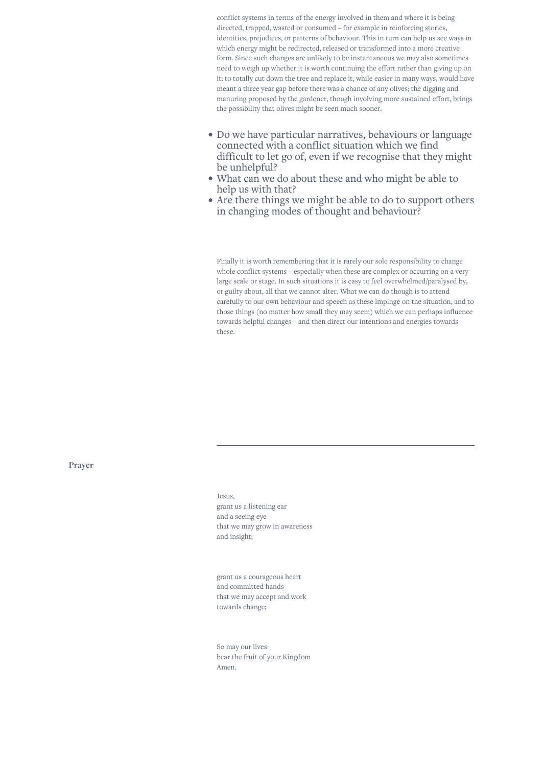conflict systems in terms of the energy involved in them and where it is being directed, trapped, wasted or consumed – for example in reinforcing stories, identities, prejudices, or patterns of behaviour. This in turn can help us see ways in which energy might be redirected, released or transformed into a more creative form. Since such changes are unlikely to be instantaneous we may also sometimes need to weigh up whether it is worth continuing the effort rather than giving up on it: to totally cut down the tree and replace it, while easier in many ways, would have meant a three year gap before there was a chance of any olives; the digging and manuring proposed by the gardener, though involving more sustained effort, brings the possibility that olives might be seen much sooner.

- Do we have particular narratives, behaviours or language connected with a conflict situation which we find difficult to let go of, even if we recognise that they might be unhelpful?
- What can we do about these and who might be able to help us with that?
- Are there things we might be able to do to support others in changing modes of thought and behaviour?

Finally it is worth remembering that it is rarely our sole responsibility to change whole conflict systems – especially when these are complex or occurring on a very large scale or stage. In such situations it is easy to feel overwhelmed/paralysed by, or guilty about, all that we cannot alter. What we can do though is to attend carefully to our own behaviour and speech as these impinge on the situation, and to those things (no matter how small they may seem) which we can perhaps influence towards helpful changes – and then direct our intentions and energies towards these.

---

**Prayer**

Jesus,
grant us a listening ear
and a seeing eye
that we may grow in awareness
and insight;

grant us a courageous heart
and committed hands
that we may accept and work
towards change;

So may our lives
bear the fruit of your Kingdom
Amen.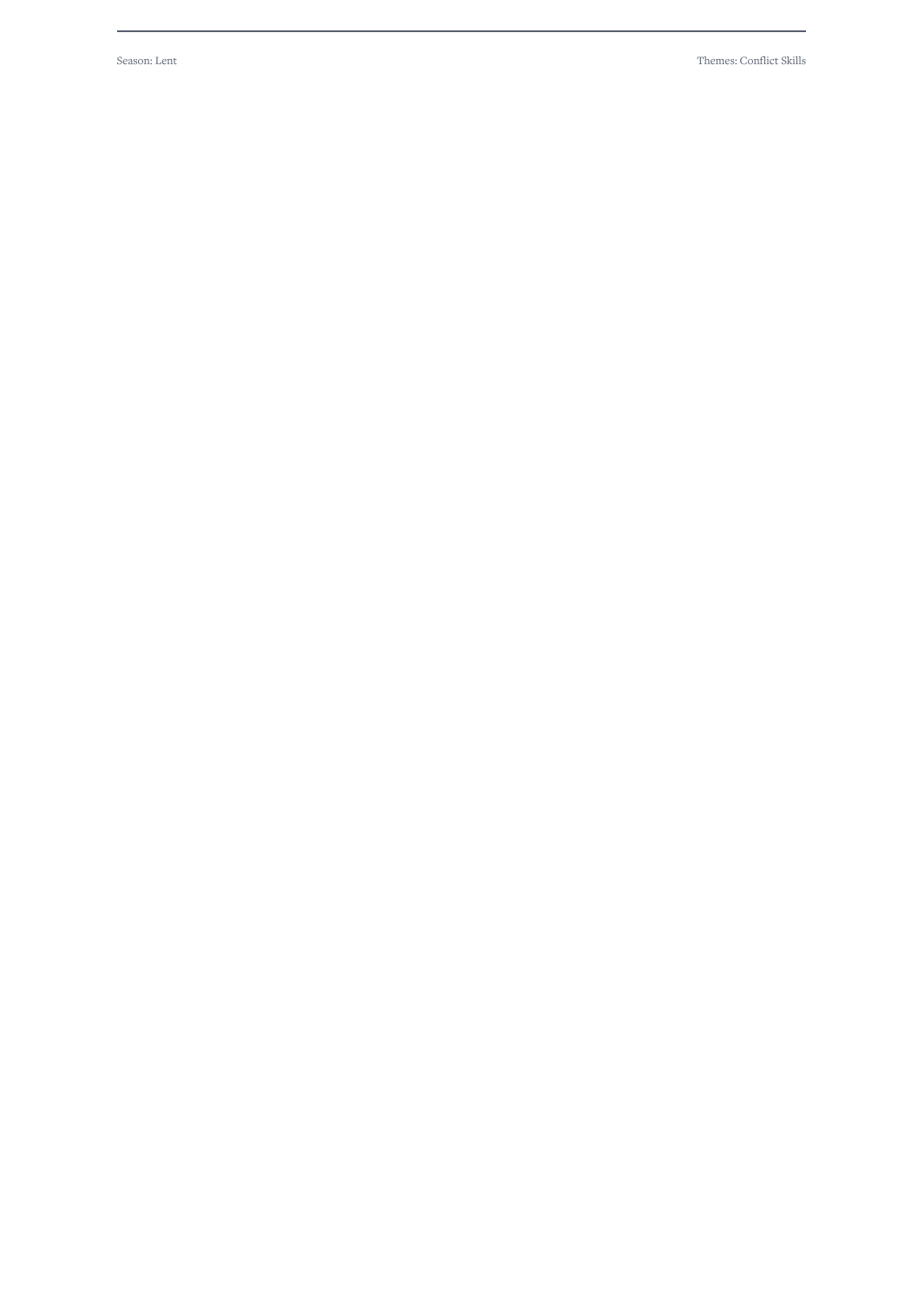Season: Lent

Themes: Conflict Skills